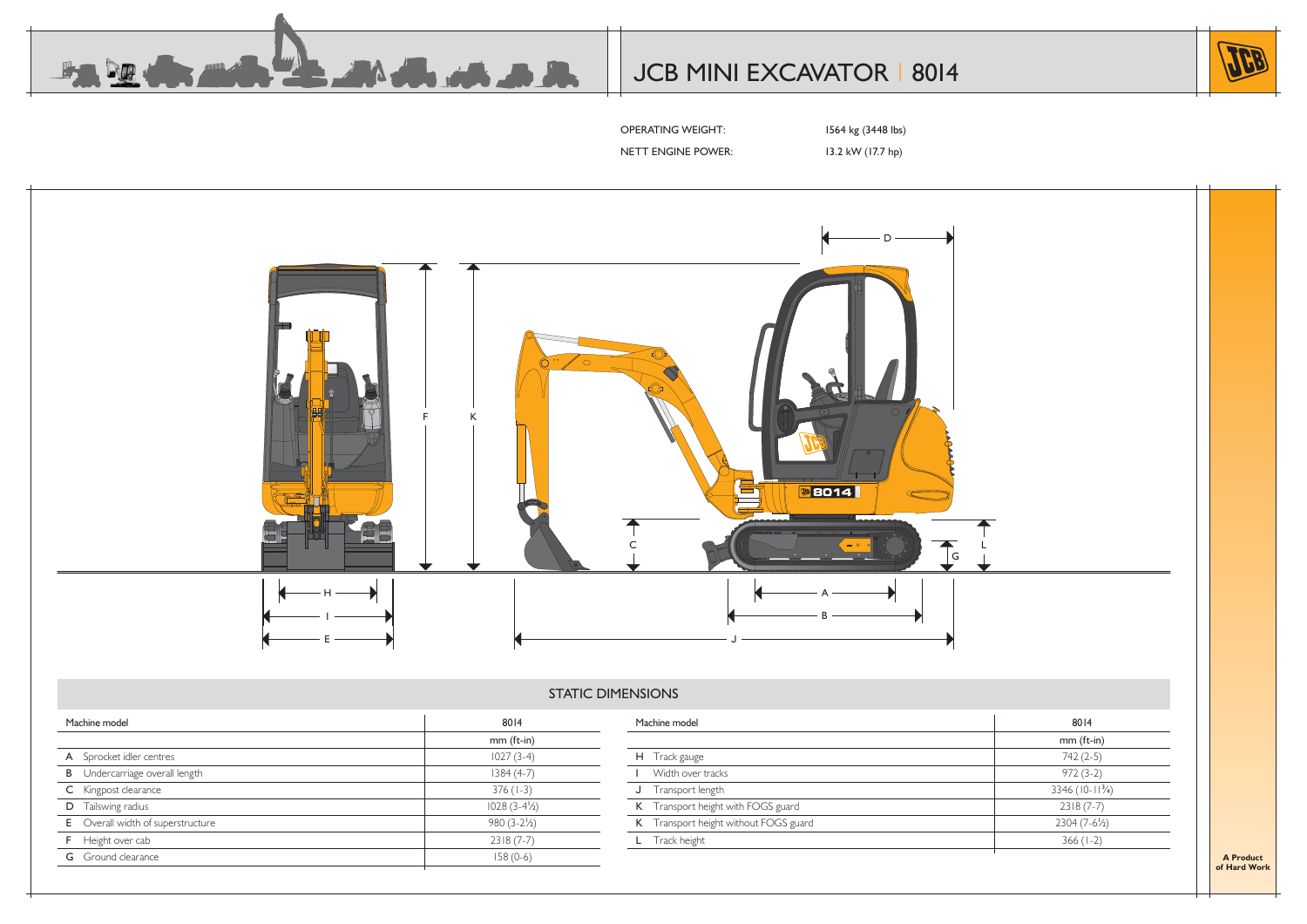# JCB MINI EXCAVATOR | 8014

OPERATING WEIGHT: 1564 kg (3448 lbs)

NETT ENGINE POWER: 13.2 kW (17.7 hp)

## STATIC DIMENSIONS

| Machine model | 8014 |
|---|---|
| | mm (ft-in) |
| A Sprocket idler centres | 1027 (3-4) |
| B Undercarriage overall length | 1384 (4-7) |
| C Kingpost clearance | 376 (1-3) |
| D Tailswing radius | 1028 (3-4½) |
| E Overall width of superstructure | 980 (3-2½) |
| F Height over cab | 2318 (7-7) |
| G Ground clearance | 158 (0-6) |

| Machine model | 8014 |
|---|---|
| | mm (ft-in) |
| H Track gauge | 742 (2-5) |
| I Width over tracks | 972 (3-2) |
| J Transport length | 3346 (10-11¾) |
| K Transport height with FOGS guard | 2318 (7-7) |
| K Transport height without FOGS guard | 2304 (7-6½) |
| L Track height | 366 (1-2) |

**A Product of Hard Work**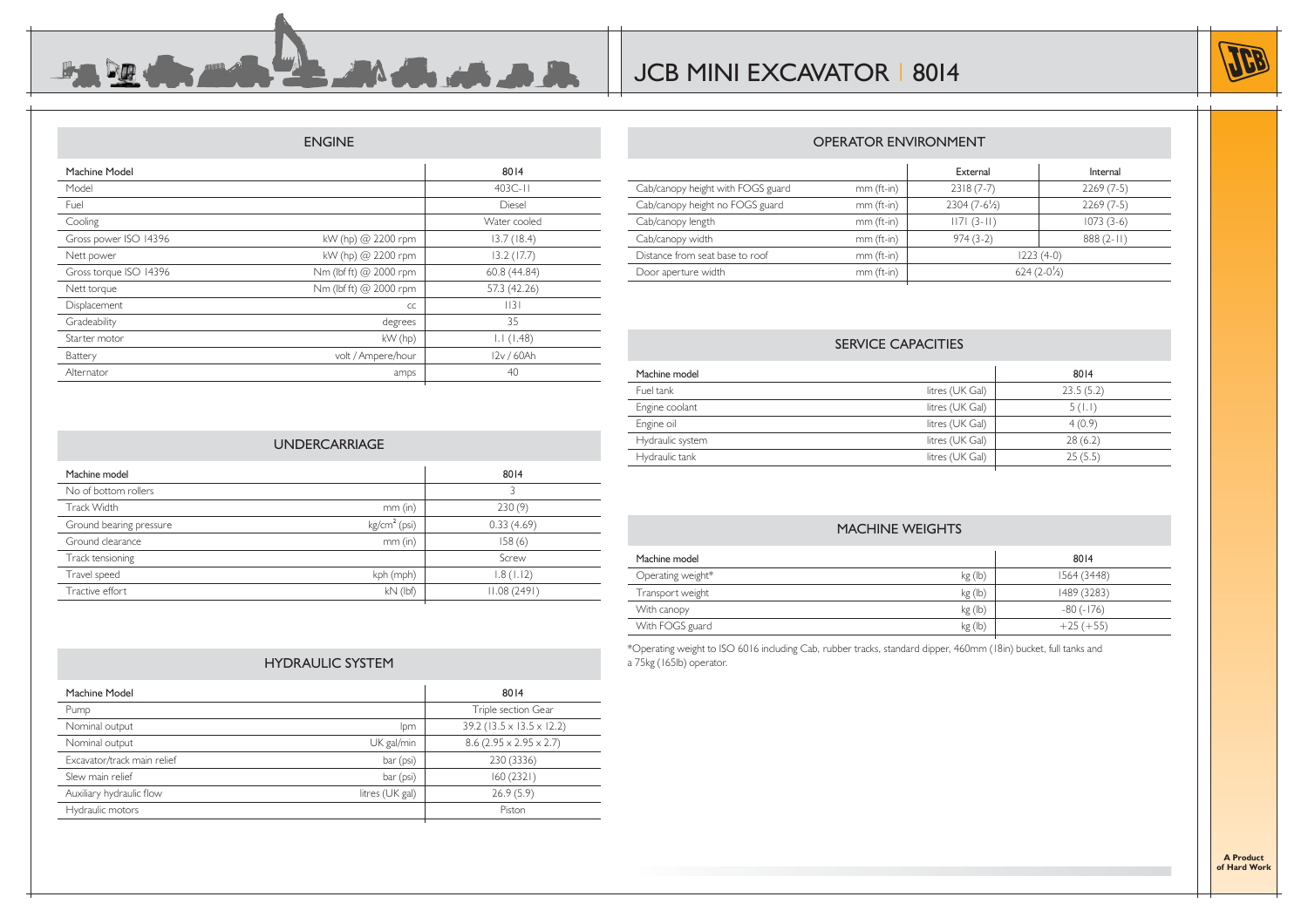# JCB MINI EXCAVATOR | 8014

## ENGINE

| Machine Model | | 8014 |
|---|---|---|
| Model | | 403C-11 |
| Fuel | | Diesel |
| Cooling | | Water cooled |
| Gross power ISO 14396 | kW (hp) @ 2200 rpm | 13.7 (18.4) |
| Nett power | kW (hp) @ 2200 rpm | 13.2 (17.7) |
| Gross torque ISO 14396 | Nm (lbf ft) @ 2000 rpm | 60.8 (44.84) |
| Nett torque | Nm (lbf ft) @ 2000 rpm | 57.3 (42.26) |
| Displacement | cc | 1131 |
| Gradeability | degrees | 35 |
| Starter motor | kW (hp) | 1.1 (1.48) |
| Battery | volt / Ampere/hour | 12v / 60Ah |
| Alternator | amps | 40 |

## UNDERCARRIAGE

| Machine model | | 8014 |
|---|---|---|
| No of bottom rollers | | 3 |
| Track Width | mm (in) | 230 (9) |
| Ground bearing pressure | kg/cm$^2$ (psi) | 0.33 (4.69) |
| Ground clearance | mm (in) | 158 (6) |
| Track tensioning | | Screw |
| Travel speed | kph (mph) | 1.8 (1.12) |
| Tractive effort | kN (lbf) | 11.08 (2491) |

## HYDRAULIC SYSTEM

| Machine Model | | 8014 |
|---|---|---|
| Pump | | Triple section Gear |
| Nominal output | lpm | 39.2 (13.5 x 13.5 x 12.2) |
| Nominal output | UK gal/min | 8.6 (2.95 x 2.95 x 2.7) |
| Excavator/track main relief | bar (psi) | 230 (3336) |
| Slew main relief | bar (psi) | 160 (2321) |
| Auxiliary hydraulic flow | litres (UK gal) | 26.9 (5.9) |
| Hydraulic motors | | Piston |

## OPERATOR ENVIRONMENT

| | | External | Internal |
|---|---|---|---|
| Cab/canopy height with FOGS guard | mm (ft-in) | 2318 (7-7) | 2269 (7-5) |
| Cab/canopy height no FOGS guard | mm (ft-in) | 2304 (7-6½) | 2269 (7-5) |
| Cab/canopy length | mm (ft-in) | 1171 (3-11) | 1073 (3-6) |
| Cab/canopy width | mm (ft-in) | 974 (3-2) | 888 (2-11) |
| Distance from seat base to roof | mm (ft-in) | 1223 (4-0) | |
| Door aperture width | mm (ft-in) | 624 (2-0½) | |

## SERVICE CAPACITIES

| Machine model | | 8014 |
|---|---|---|
| Fuel tank | litres (UK Gal) | 23.5 (5.2) |
| Engine coolant | litres (UK Gal) | 5 (1.1) |
| Engine oil | litres (UK Gal) | 4 (0.9) |
| Hydraulic system | litres (UK Gal) | 28 (6.2) |
| Hydraulic tank | litres (UK Gal) | 25 (5.5) |

## MACHINE WEIGHTS

| Machine model | | 8014 |
|---|---|---|
| Operating weight* | kg (lb) | 1564 (3448) |
| Transport weight | kg (lb) | 1489 (3283) |
| With canopy | kg (lb) | -80 (-176) |
| With FOGS guard | kg (lb) | +25 (+55) |

*Operating weight to ISO 6016 including Cab, rubber tracks, standard dipper, 460mm (18in) bucket, full tanks and a 75kg (165lb) operator.

**A Product of Hard Work**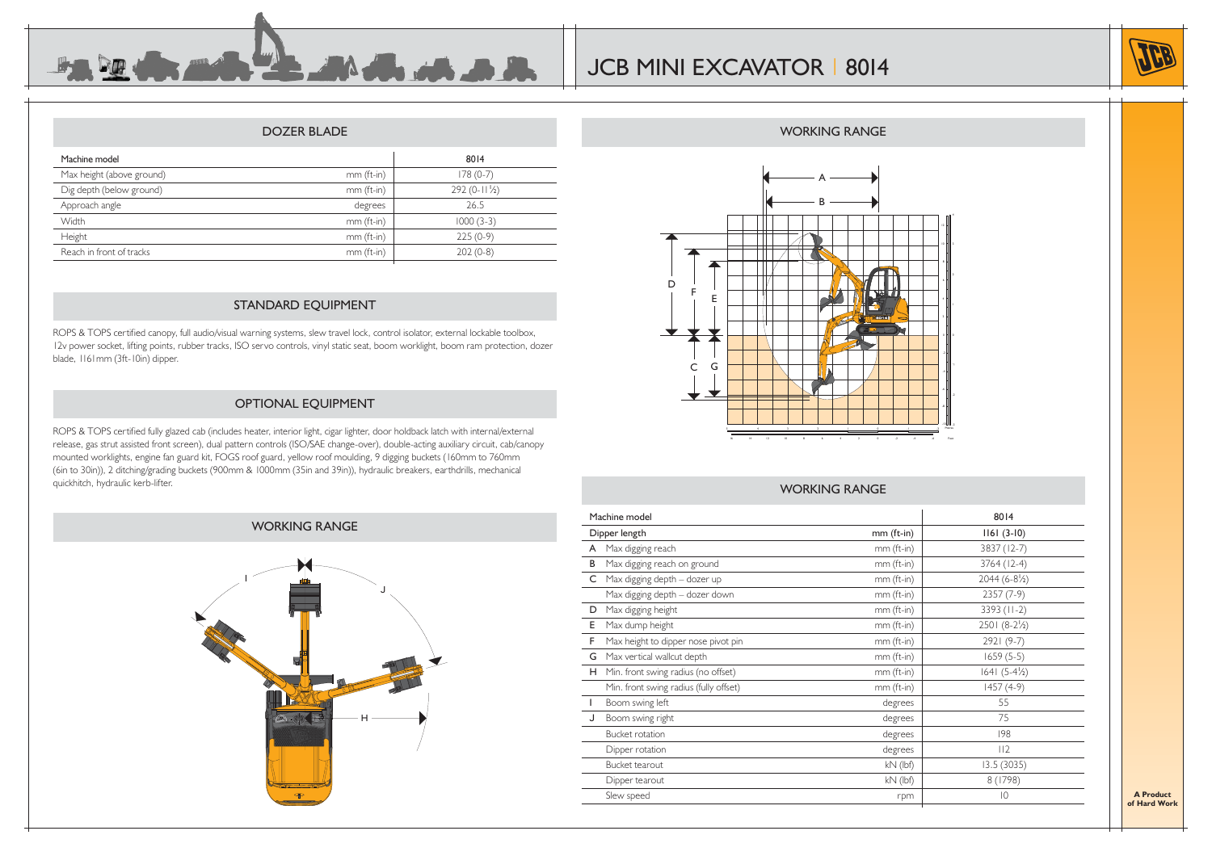# JCB MINI EXCAVATOR | 8014

## DOZER BLADE

| Machine model | | 8014 |
|---|---|---|
| Max height (above ground) | mm (ft-in) | 178 (0-7) |
| Dig depth (below ground) | mm (ft-in) | 292 (0-11½) |
| Approach angle | degrees | 26.5 |
| Width | mm (ft-in) | 1000 (3-3) |
| Height | mm (ft-in) | 225 (0-9) |
| Reach in front of tracks | mm (ft-in) | 202 (0-8) |

## STANDARD EQUIPMENT

ROPS & TOPS certified canopy, full audio/visual warning systems, slew travel lock, control isolator, external lockable toolbox, 12v power socket, lifting points, rubber tracks, ISO servo controls, vinyl static seat, boom worklight, boom ram protection, dozer blade, 1161mm (3ft-10in) dipper.

## OPTIONAL EQUIPMENT

ROPS & TOPS certified fully glazed cab (includes heater, interior light, cigar lighter, door holdback latch with internal/external release, gas strut assisted front screen), dual pattern controls (ISO/SAE change-over), double-acting auxiliary circuit, cab/canopy mounted worklights, engine fan guard kit, FOGS roof guard, yellow roof moulding, 9 digging buckets (160mm to 760mm (6in to 30in)), 2 ditching/grading buckets (900mm & 1000mm (35in and 39in)), hydraulic breakers, earthdrills, mechanical quickhitch, hydraulic kerb-lifter.

## WORKING RANGE

## WORKING RANGE

## WORKING RANGE

| Machine model | | 8014 |
|---|---|---|
| Dipper length | mm (ft-in) | 1161 (3-10) |
| A Max digging reach | mm (ft-in) | 3837 (12-7) |
| B Max digging reach on ground | mm (ft-in) | 3764 (12-4) |
| C Max digging depth – dozer up | mm (ft-in) | 2044 (6-8½) |
| Max digging depth – dozer down | mm (ft-in) | 2357 (7-9) |
| D Max digging height | mm (ft-in) | 3393 (11-2) |
| E Max dump height | mm (ft-in) | 2501 (8-2½) |
| F Max height to dipper nose pivot pin | mm (ft-in) | 2921 (9-7) |
| G Max vertical wallcut depth | mm (ft-in) | 1659 (5-5) |
| H Min. front swing radius (no offset) | mm (ft-in) | 1641 (5-4½) |
| Min. front swing radius (fully offset) | mm (ft-in) | 1457 (4-9) |
| I Boom swing left | degrees | 55 |
| J Boom swing right | degrees | 75 |
| Bucket rotation | degrees | 198 |
| Dipper rotation | degrees | 112 |
| Bucket tearout | kN (lbf) | 13.5 (3035) |
| Dipper tearout | kN (lbf) | 8 (1798) |
| Slew speed | rpm | 10 |

**A Product of Hard Work**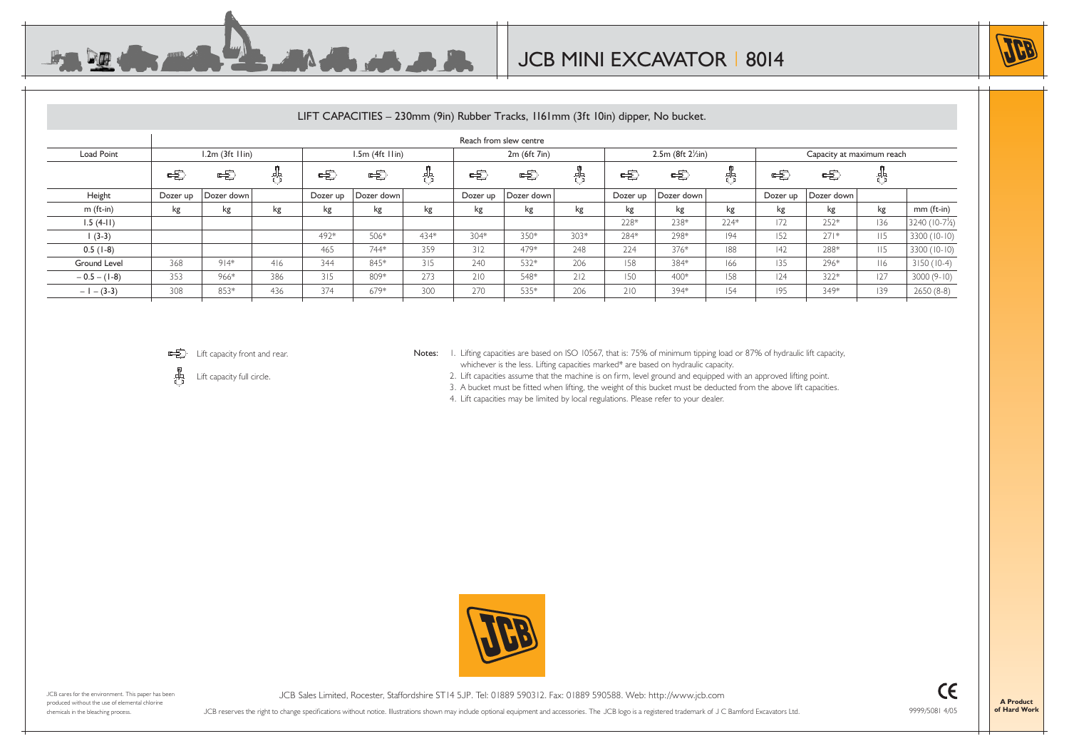# JCB MINI EXCAVATOR | 8014

## LIFT CAPACITIES – 230mm (9in) Rubber Tracks, 1161mm (3ft 10in) dipper, No bucket.

| Load Point | Reach from slew centre | | | | | | | | | | | | | | | |
|---|---|---|---|---|---|---|---|---|---|---|---|---|---|---|---|---|
| | 1.2m (3ft 11in) | | | 1.5m (4ft 11in) | | | 2m (6ft 7in) | | | 2.5m (8ft 2½in) | | | Capacity at maximum reach | | | |
| Height | Dozer up | Dozer down | | Dozer up | Dozer down | | Dozer up | Dozer down | | Dozer up | Dozer down | | Dozer up | Dozer down | | |
| m (ft-in) | kg | kg | kg | kg | kg | kg | kg | kg | kg | kg | kg | kg | kg | kg | kg | mm (ft-in) |
| 1.5 (4-11) | | | | | | | | | | 228* | 238* | 224* | 172 | 252* | 136 | 3240 (10-7½) |
| 1 (3-3) | | | | 492* | 506* | 434* | 304* | 350* | 303* | 284* | 298* | 194 | 152 | 271* | 115 | 3300 (10-10) |
| 0.5 (1-8) | | | | 465 | 744* | 359 | 312 | 479* | 248 | 224 | 376* | 188 | 142 | 288* | 115 | 3300 (10-10) |
| Ground Level | 368 | 914* | 416 | 344 | 845* | 315 | 240 | 532* | 206 | 158 | 384* | 166 | 135 | 296* | 116 | 3150 (10-4) |
| – 0.5 – (1-8) | 353 | 966* | 386 | 315 | 809* | 273 | 210 | 548* | 212 | 150 | 400* | 158 | 124 | 322* | 127 | 3000 (9-10) |
| – 1 – (3-3) | 308 | 853* | 436 | 374 | 679* | 300 | 270 | 535* | 206 | 210 | 394* | 154 | 195 | 349* | 139 | 2650 (8-8) |

Lift capacity front and rear.

Lift capacity full circle.

Notes:
1. Lifting capacities are based on ISO 10567, that is: 75% of minimum tipping load or 87% of hydraulic lift capacity, whichever is the less. Lifting capacities marked* are based on hydraulic capacity.
2. Lift capacities assume that the machine is on firm, level ground and equipped with an approved lifting point.
3. A bucket must be fitted when lifting, the weight of this bucket must be deducted from the above lift capacities.
4. Lift capacities may be limited by local regulations. Please refer to your dealer.

JCB cares for the environment. This paper has been produced without the use of elemental chlorine chemicals in the bleaching process.

JCB Sales Limited, Rocester, Staffordshire ST14 5JP. Tel: 01889 590312. Fax: 01889 590588. Web: http://www.jcb.com

JCB reserves the right to change specifications without notice. Illustrations shown may include optional equipment and accessories. The JCB logo is a registered trademark of J C Bamford Excavators Ltd.

9999/5081 4/05

A Product of Hard Work